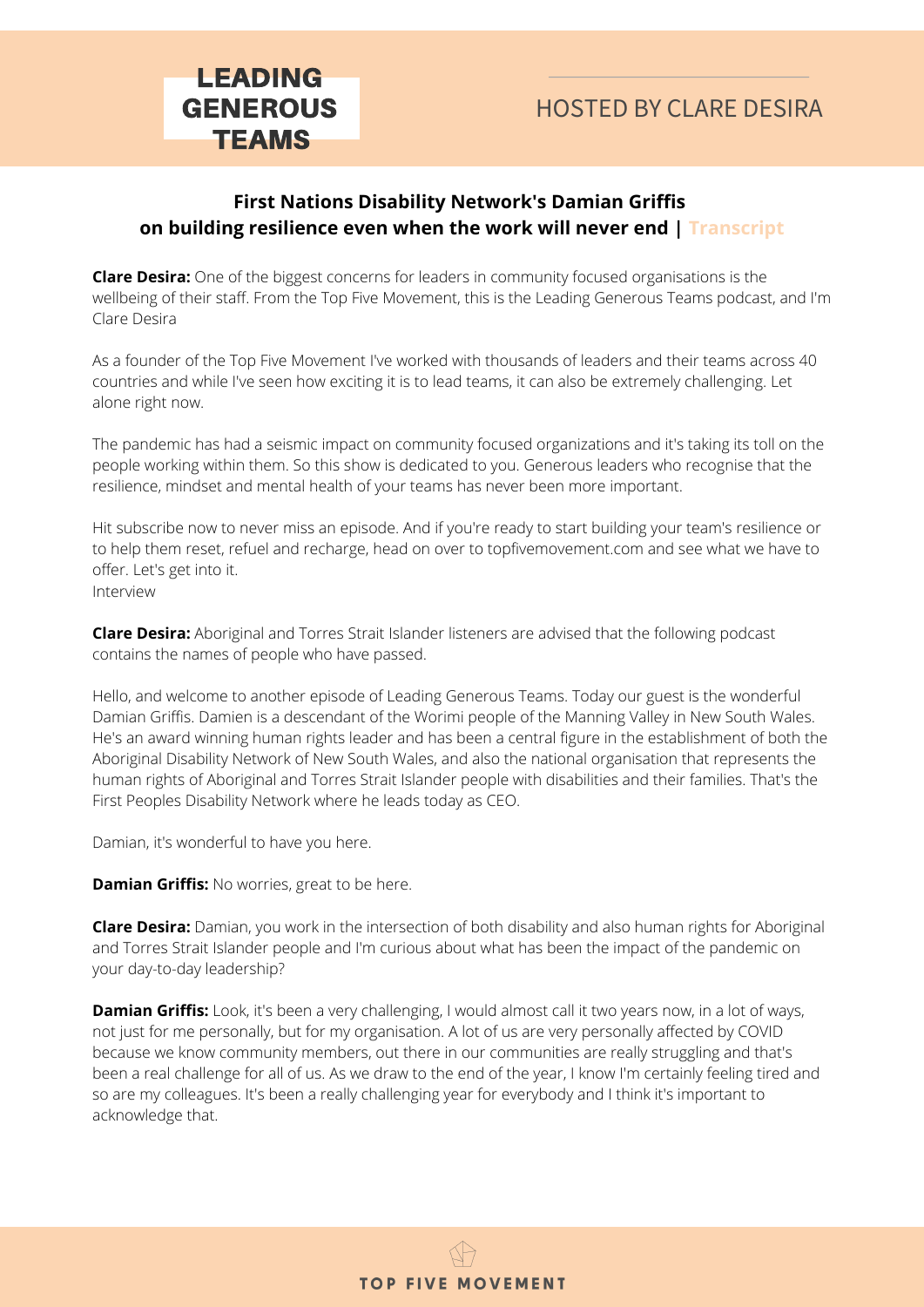# LEADING GENEROUS TEAMS

HOSTED BY CLARE DESIRA

## First Nations Disability Network's Damian Griffis on building resilience even when the work will never end | Transcript

**Clare Desira:** One of the biggest concerns for leaders in community focused organisations is the wellbeing of their staff. From the Top Five Movement, this is the Leading Generous Teams podcast, and I'm Clare Desira

As a founder of the Top Five Movement I've worked with thousands of leaders and their teams across 40 countries and while I've seen how exciting it is to lead teams, it can also be extremely challenging. Let alone right now.

The pandemic has had a seismic impact on community focused organizations and it's taking its toll on the people working within them. So this show is dedicated to you. Generous leaders who recognise that the resilience, mindset and mental health of your teams has never been more important.

Hit subscribe now to never miss an episode. And if you're ready to start building your team's resilience or to help them reset, refuel and recharge, head on over to topfivemovement.com and see what we have to offer. Let's get into it.
Interview

**Clare Desira:** Aboriginal and Torres Strait Islander listeners are advised that the following podcast contains the names of people who have passed.

Hello, and welcome to another episode of Leading Generous Teams. Today our guest is the wonderful Damian Griffis. Damien is a descendant of the Worimi people of the Manning Valley in New South Wales. He's an award winning human rights leader and has been a central figure in the establishment of both the Aboriginal Disability Network of New South Wales, and also the national organisation that represents the human rights of Aboriginal and Torres Strait Islander people with disabilities and their families. That's the First Peoples Disability Network where he leads today as CEO.

Damian, it's wonderful to have you here.

**Damian Griffis:** No worries, great to be here.

**Clare Desira:** Damian, you work in the intersection of both disability and also human rights for Aboriginal and Torres Strait Islander people and I'm curious about what has been the impact of the pandemic on your day-to-day leadership?

**Damian Griffis:** Look, it's been a very challenging, I would almost call it two years now, in a lot of ways, not just for me personally, but for my organisation. A lot of us are very personally affected by COVID because we know community members, out there in our communities are really struggling and that's been a real challenge for all of us. As we draw to the end of the year, I know I'm certainly feeling tired and so are my colleagues. It's been a really challenging year for everybody and I think it's important to acknowledge that.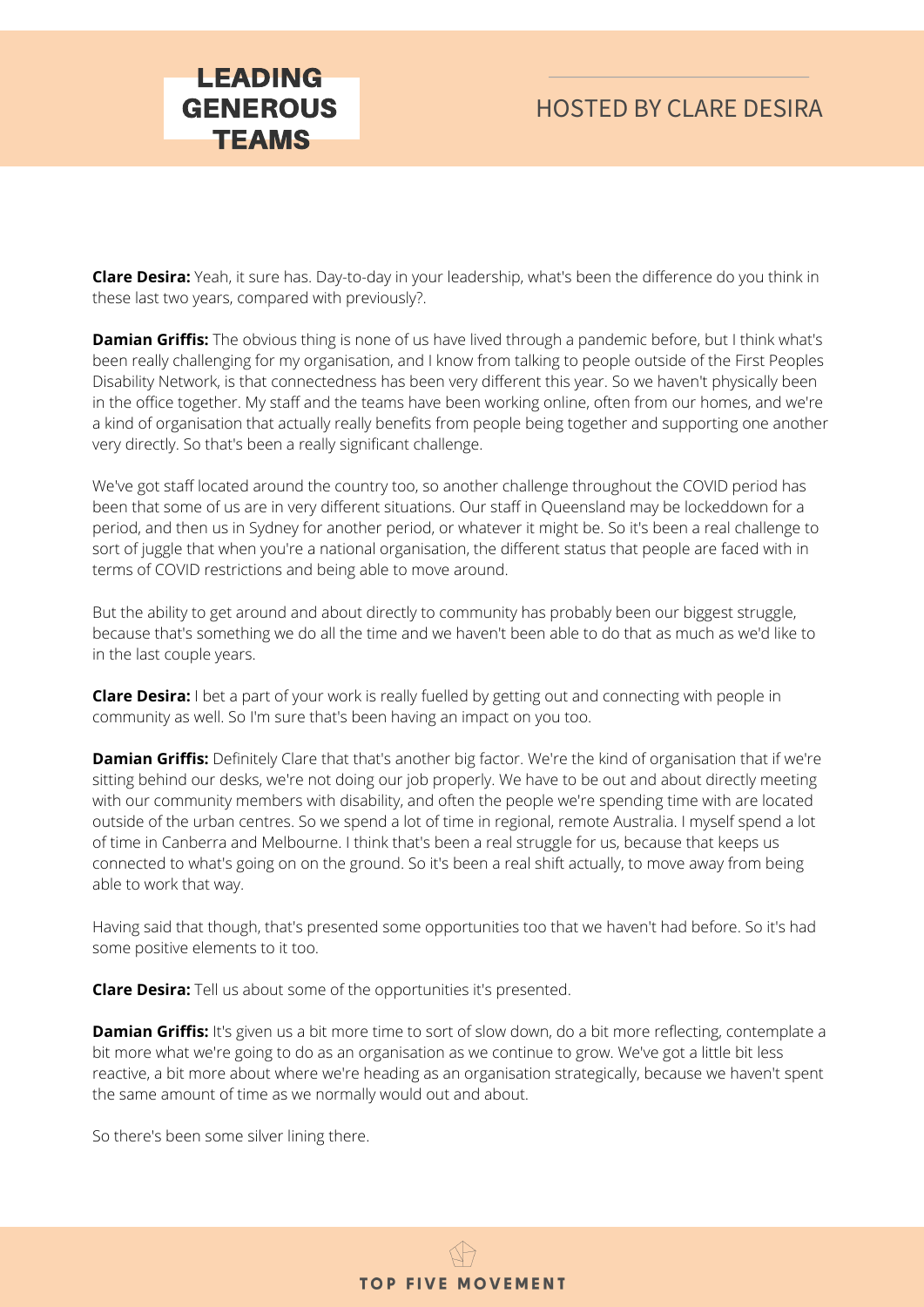**Clare Desira:** Yeah, it sure has. Day-to-day in your leadership, what's been the difference do you think in these last two years, compared with previously?.

**Damian Griffis:** The obvious thing is none of us have lived through a pandemic before, but I think what's been really challenging for my organisation, and I know from talking to people outside of the First Peoples Disability Network, is that connectedness has been very different this year. So we haven't physically been in the office together. My staff and the teams have been working online, often from our homes, and we're a kind of organisation that actually really benefits from people being together and supporting one another very directly. So that's been a really significant challenge.

We've got staff located around the country too, so another challenge throughout the COVID period has been that some of us are in very different situations. Our staff in Queensland may be lockeddown for a period, and then us in Sydney for another period, or whatever it might be. So it's been a real challenge to sort of juggle that when you're a national organisation, the different status that people are faced with in terms of COVID restrictions and being able to move around.

But the ability to get around and about directly to community has probably been our biggest struggle, because that's something we do all the time and we haven't been able to do that as much as we'd like to in the last couple years.

**Clare Desira:** I bet a part of your work is really fuelled by getting out and connecting with people in community as well. So I'm sure that's been having an impact on you too.

**Damian Griffis:** Definitely Clare that that's another big factor. We're the kind of organisation that if we're sitting behind our desks, we're not doing our job properly. We have to be out and about directly meeting with our community members with disability, and often the people we're spending time with are located outside of the urban centres. So we spend a lot of time in regional, remote Australia. I myself spend a lot of time in Canberra and Melbourne. I think that's been a real struggle for us, because that keeps us connected to what's going on on the ground. So it's been a real shift actually, to move away from being able to work that way.

Having said that though, that's presented some opportunities too that we haven't had before. So it's had some positive elements to it too.

**Clare Desira:** Tell us about some of the opportunities it's presented.

**Damian Griffis:** It's given us a bit more time to sort of slow down, do a bit more reflecting, contemplate a bit more what we're going to do as an organisation as we continue to grow. We've got a little bit less reactive, a bit more about where we're heading as an organisation strategically, because we haven't spent the same amount of time as we normally would out and about.

So there's been some silver lining there.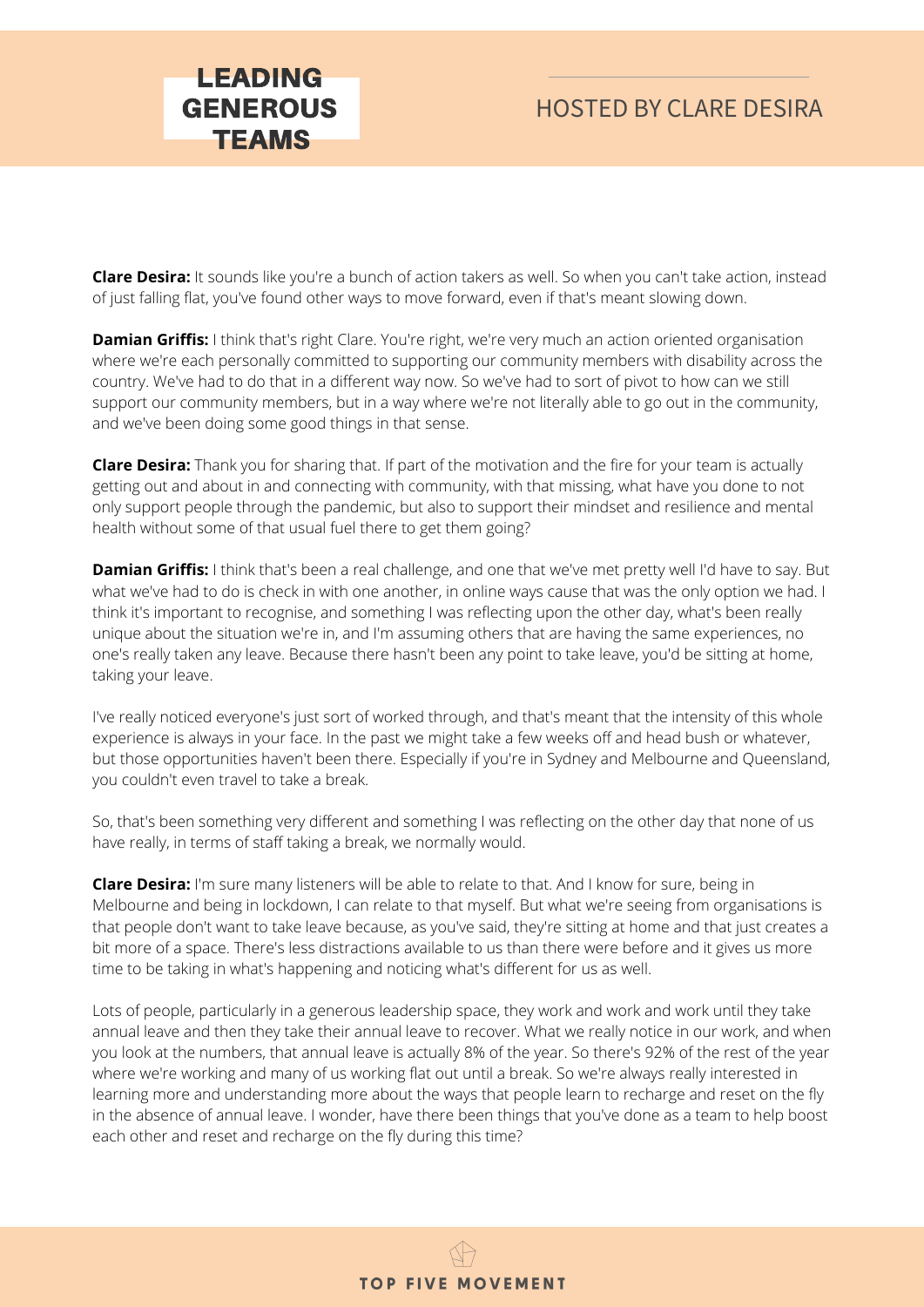**Clare Desira:** It sounds like you're a bunch of action takers as well. So when you can't take action, instead of just falling flat, you've found other ways to move forward, even if that's meant slowing down.

**Damian Griffis:** I think that's right Clare. You're right, we're very much an action oriented organisation where we're each personally committed to supporting our community members with disability across the country. We've had to do that in a different way now. So we've had to sort of pivot to how can we still support our community members, but in a way where we're not literally able to go out in the community, and we've been doing some good things in that sense.

**Clare Desira:** Thank you for sharing that. If part of the motivation and the fire for your team is actually getting out and about in and connecting with community, with that missing, what have you done to not only support people through the pandemic, but also to support their mindset and resilience and mental health without some of that usual fuel there to get them going?

**Damian Griffis:** I think that's been a real challenge, and one that we've met pretty well I'd have to say. But what we've had to do is check in with one another, in online ways cause that was the only option we had. I think it's important to recognise, and something I was reflecting upon the other day, what's been really unique about the situation we're in, and I'm assuming others that are having the same experiences, no one's really taken any leave. Because there hasn't been any point to take leave, you'd be sitting at home, taking your leave.

I've really noticed everyone's just sort of worked through, and that's meant that the intensity of this whole experience is always in your face. In the past we might take a few weeks off and head bush or whatever, but those opportunities haven't been there. Especially if you're in Sydney and Melbourne and Queensland, you couldn't even travel to take a break.

So, that's been something very different and something I was reflecting on the other day that none of us have really, in terms of staff taking a break, we normally would.

**Clare Desira:** I'm sure many listeners will be able to relate to that. And I know for sure, being in Melbourne and being in lockdown, I can relate to that myself. But what we're seeing from organisations is that people don't want to take leave because, as you've said, they're sitting at home and that just creates a bit more of a space. There's less distractions available to us than there were before and it gives us more time to be taking in what's happening and noticing what's different for us as well.

Lots of people, particularly in a generous leadership space, they work and work and work until they take annual leave and then they take their annual leave to recover. What we really notice in our work, and when you look at the numbers, that annual leave is actually 8% of the year. So there's 92% of the rest of the year where we're working and many of us working flat out until a break. So we're always really interested in learning more and understanding more about the ways that people learn to recharge and reset on the fly in the absence of annual leave. I wonder, have there been things that you've done as a team to help boost each other and reset and recharge on the fly during this time?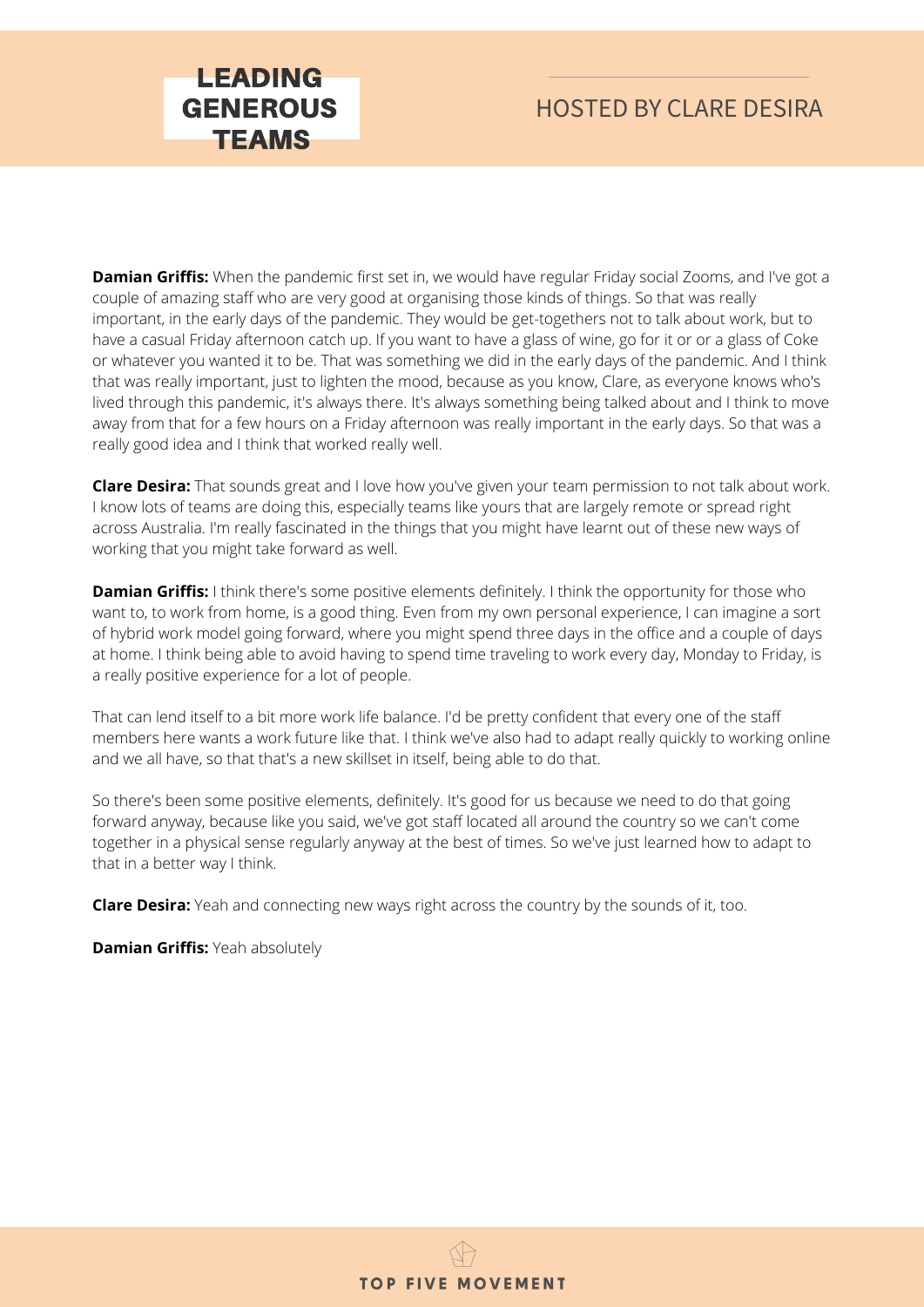**Damian Griffis:** When the pandemic first set in, we would have regular Friday social Zooms, and I've got a couple of amazing staff who are very good at organising those kinds of things. So that was really important, in the early days of the pandemic. They would be get-togethers not to talk about work, but to have a casual Friday afternoon catch up. If you want to have a glass of wine, go for it or or a glass of Coke or whatever you wanted it to be. That was something we did in the early days of the pandemic. And I think that was really important, just to lighten the mood, because as you know, Clare, as everyone knows who's lived through this pandemic, it's always there. It's always something being talked about and I think to move away from that for a few hours on a Friday afternoon was really important in the early days. So that was a really good idea and I think that worked really well.

**Clare Desira:** That sounds great and I love how you've given your team permission to not talk about work. I know lots of teams are doing this, especially teams like yours that are largely remote or spread right across Australia. I'm really fascinated in the things that you might have learnt out of these new ways of working that you might take forward as well.

**Damian Griffis:** I think there's some positive elements definitely. I think the opportunity for those who want to, to work from home, is a good thing. Even from my own personal experience, I can imagine a sort of hybrid work model going forward, where you might spend three days in the office and a couple of days at home. I think being able to avoid having to spend time traveling to work every day, Monday to Friday, is a really positive experience for a lot of people.

That can lend itself to a bit more work life balance. I'd be pretty confident that every one of the staff members here wants a work future like that. I think we've also had to adapt really quickly to working online and we all have, so that that's a new skillset in itself, being able to do that.

So there's been some positive elements, definitely. It's good for us because we need to do that going forward anyway, because like you said, we've got staff located all around the country so we can't come together in a physical sense regularly anyway at the best of times. So we've just learned how to adapt to that in a better way I think.

**Clare Desira:** Yeah and connecting new ways right across the country by the sounds of it, too.

**Damian Griffis:** Yeah absolutely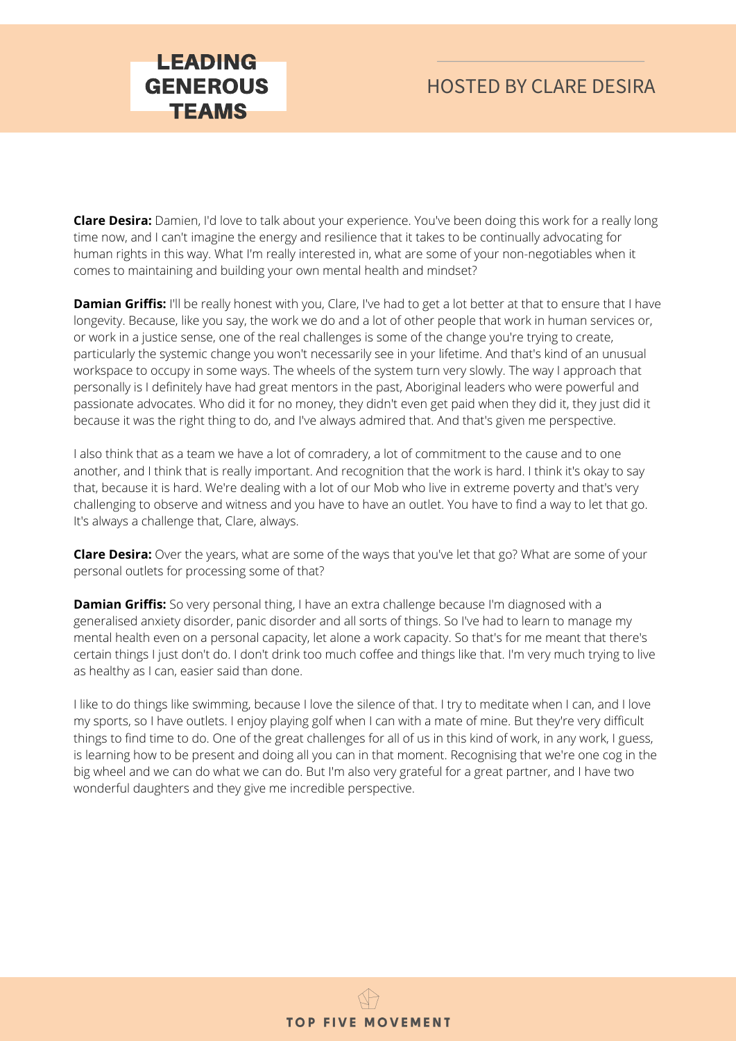**Clare Desira:** Damien, I'd love to talk about your experience. You've been doing this work for a really long time now, and I can't imagine the energy and resilience that it takes to be continually advocating for human rights in this way. What I'm really interested in, what are some of your non-negotiables when it comes to maintaining and building your own mental health and mindset?

**Damian Griffis:** I'll be really honest with you, Clare, I've had to get a lot better at that to ensure that I have longevity. Because, like you say, the work we do and a lot of other people that work in human services or, or work in a justice sense, one of the real challenges is some of the change you're trying to create, particularly the systemic change you won't necessarily see in your lifetime. And that's kind of an unusual workspace to occupy in some ways. The wheels of the system turn very slowly. The way I approach that personally is I definitely have had great mentors in the past, Aboriginal leaders who were powerful and passionate advocates. Who did it for no money, they didn't even get paid when they did it, they just did it because it was the right thing to do, and I've always admired that. And that's given me perspective.

I also think that as a team we have a lot of comradery, a lot of commitment to the cause and to one another, and I think that is really important. And recognition that the work is hard. I think it's okay to say that, because it is hard. We're dealing with a lot of our Mob who live in extreme poverty and that's very challenging to observe and witness and you have to have an outlet. You have to find a way to let that go. It's always a challenge that, Clare, always.

**Clare Desira:** Over the years, what are some of the ways that you've let that go? What are some of your personal outlets for processing some of that?

**Damian Griffis:** So very personal thing, I have an extra challenge because I'm diagnosed with a generalised anxiety disorder, panic disorder and all sorts of things. So I've had to learn to manage my mental health even on a personal capacity, let alone a work capacity. So that's for me meant that there's certain things I just don't do. I don't drink too much coffee and things like that. I'm very much trying to live as healthy as I can, easier said than done.

I like to do things like swimming, because I love the silence of that. I try to meditate when I can, and I love my sports, so I have outlets. I enjoy playing golf when I can with a mate of mine. But they're very difficult things to find time to do. One of the great challenges for all of us in this kind of work, in any work, I guess, is learning how to be present and doing all you can in that moment. Recognising that we're one cog in the big wheel and we can do what we can do. But I'm also very grateful for a great partner, and I have two wonderful daughters and they give me incredible perspective.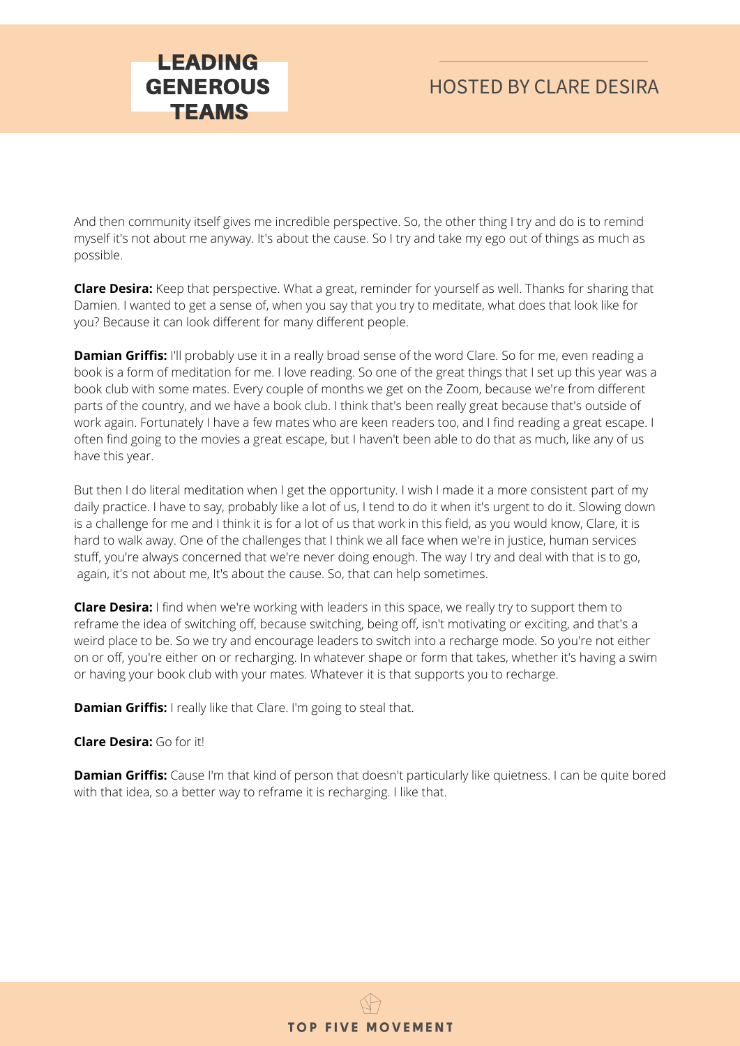And then community itself gives me incredible perspective. So, the other thing I try and do is to remind myself it's not about me anyway. It's about the cause. So I try and take my ego out of things as much as possible.

**Clare Desira:** Keep that perspective. What a great, reminder for yourself as well. Thanks for sharing that Damien. I wanted to get a sense of, when you say that you try to meditate, what does that look like for you? Because it can look different for many different people.

**Damian Griffis:** I'll probably use it in a really broad sense of the word Clare. So for me, even reading a book is a form of meditation for me. I love reading. So one of the great things that I set up this year was a book club with some mates. Every couple of months we get on the Zoom, because we're from different parts of the country, and we have a book club. I think that's been really great because that's outside of work again. Fortunately I have a few mates who are keen readers too, and I find reading a great escape. I often find going to the movies a great escape, but I haven't been able to do that as much, like any of us have this year.

But then I do literal meditation when I get the opportunity. I wish I made it a more consistent part of my daily practice. I have to say, probably like a lot of us, I tend to do it when it's urgent to do it. Slowing down is a challenge for me and I think it is for a lot of us that work in this field, as you would know, Clare, it is hard to walk away. One of the challenges that I think we all face when we're in justice, human services stuff, you're always concerned that we're never doing enough. The way I try and deal with that is to go, again, it's not about me, It's about the cause. So, that can help sometimes.

**Clare Desira:** I find when we're working with leaders in this space, we really try to support them to reframe the idea of switching off, because switching, being off, isn't motivating or exciting, and that's a weird place to be. So we try and encourage leaders to switch into a recharge mode. So you're not either on or off, you're either on or recharging. In whatever shape or form that takes, whether it's having a swim or having your book club with your mates. Whatever it is that supports you to recharge.

**Damian Griffis:** I really like that Clare. I'm going to steal that.

**Clare Desira:** Go for it!

**Damian Griffis:** Cause I'm that kind of person that doesn't particularly like quietness. I can be quite bored with that idea, so a better way to reframe it is recharging. I like that.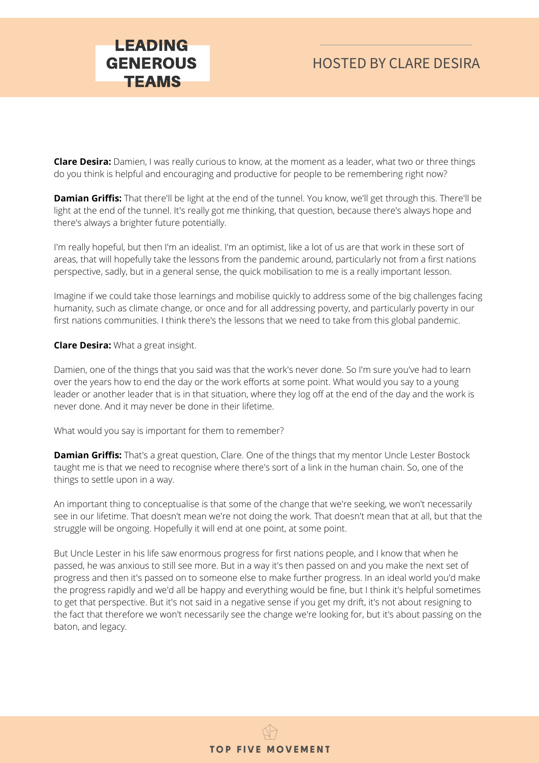**Clare Desira:** Damien, I was really curious to know, at the moment as a leader, what two or three things do you think is helpful and encouraging and productive for people to be remembering right now?

**Damian Griffis:** That there'll be light at the end of the tunnel. You know, we'll get through this. There'll be light at the end of the tunnel. It's really got me thinking, that question, because there's always hope and there's always a brighter future potentially.

I'm really hopeful, but then I'm an idealist. I'm an optimist, like a lot of us are that work in these sort of areas, that will hopefully take the lessons from the pandemic around, particularly not from a first nations perspective, sadly, but in a general sense, the quick mobilisation to me is a really important lesson.

Imagine if we could take those learnings and mobilise quickly to address some of the big challenges facing humanity, such as climate change, or once and for all addressing poverty, and particularly poverty in our first nations communities. I think there's the lessons that we need to take from this global pandemic.

**Clare Desira:** What a great insight.

Damien, one of the things that you said was that the work's never done. So I'm sure you've had to learn over the years how to end the day or the work efforts at some point. What would you say to a young leader or another leader that is in that situation, where they log off at the end of the day and the work is never done. And it may never be done in their lifetime.

What would you say is important for them to remember?

**Damian Griffis:** That's a great question, Clare. One of the things that my mentor Uncle Lester Bostock taught me is that we need to recognise where there's sort of a link in the human chain. So, one of the things to settle upon in a way.

An important thing to conceptualise is that some of the change that we're seeking, we won't necessarily see in our lifetime. That doesn't mean we're not doing the work. That doesn't mean that at all, but that the struggle will be ongoing. Hopefully it will end at one point, at some point.

But Uncle Lester in his life saw enormous progress for first nations people, and I know that when he passed, he was anxious to still see more. But in a way it's then passed on and you make the next set of progress and then it's passed on to someone else to make further progress. In an ideal world you'd make the progress rapidly and we'd all be happy and everything would be fine, but I think it's helpful sometimes to get that perspective. But it's not said in a negative sense if you get my drift, it's not about resigning to the fact that therefore we won't necessarily see the change we're looking for, but it's about passing on the baton, and legacy.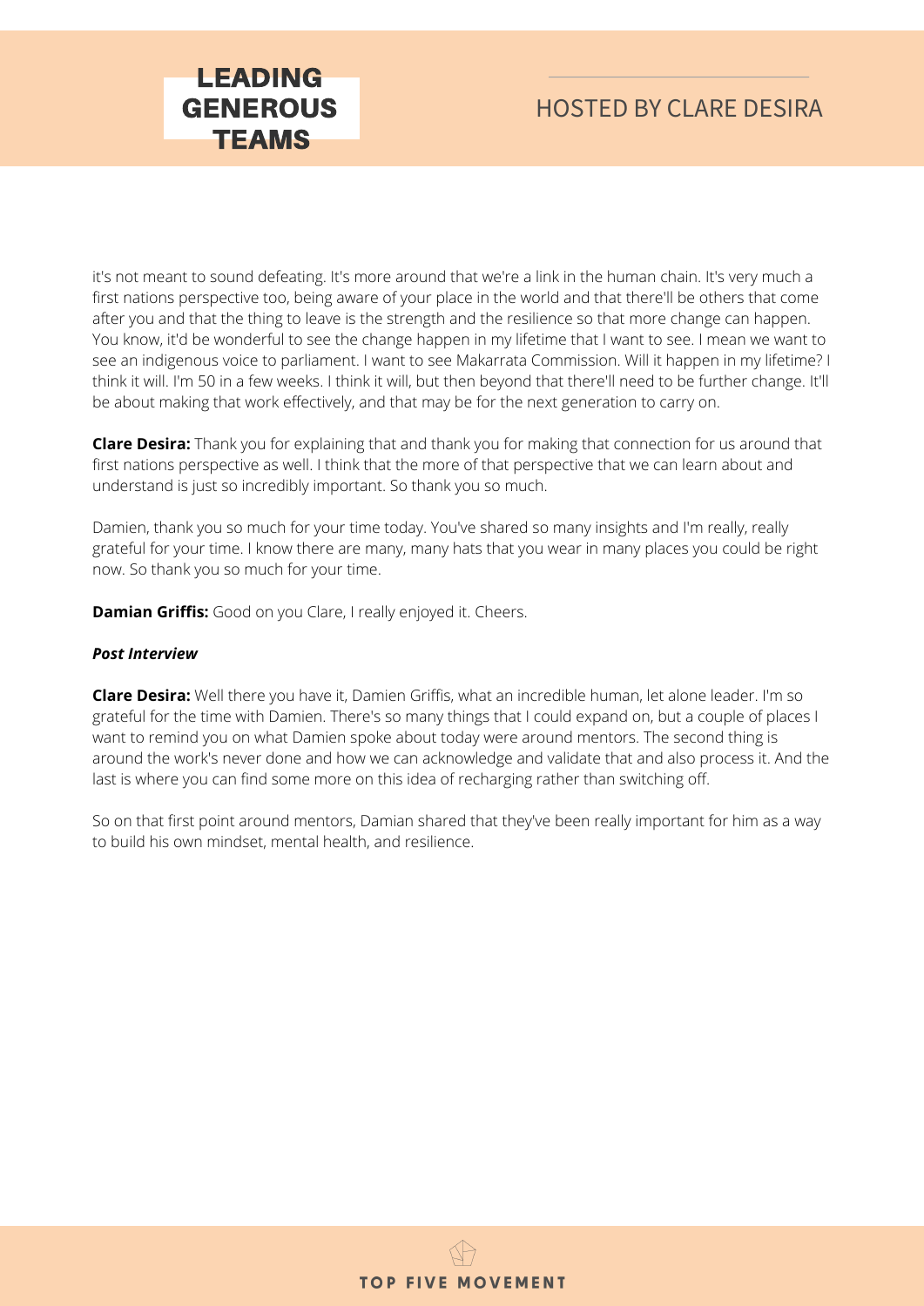it's not meant to sound defeating. It's more around that we're a link in the human chain. It's very much a first nations perspective too, being aware of your place in the world and that there'll be others that come after you and that the thing to leave is the strength and the resilience so that more change can happen. You know, it'd be wonderful to see the change happen in my lifetime that I want to see. I mean we want to see an indigenous voice to parliament. I want to see Makarrata Commission. Will it happen in my lifetime? I think it will. I'm 50 in a few weeks. I think it will, but then beyond that there'll need to be further change. It'll be about making that work effectively, and that may be for the next generation to carry on.

**Clare Desira:** Thank you for explaining that and thank you for making that connection for us around that first nations perspective as well. I think that the more of that perspective that we can learn about and understand is just so incredibly important. So thank you so much.

Damien, thank you so much for your time today. You've shared so many insights and I'm really, really grateful for your time. I know there are many, many hats that you wear in many places you could be right now. So thank you so much for your time.

**Damian Griffis:** Good on you Clare, I really enjoyed it. Cheers.

***Post Interview***

**Clare Desira:** Well there you have it, Damien Griffis, what an incredible human, let alone leader. I'm so grateful for the time with Damien. There's so many things that I could expand on, but a couple of places I want to remind you on what Damien spoke about today were around mentors. The second thing is around the work's never done and how we can acknowledge and validate that and also process it. And the last is where you can find some more on this idea of recharging rather than switching off.

So on that first point around mentors, Damian shared that they've been really important for him as a way to build his own mindset, mental health, and resilience.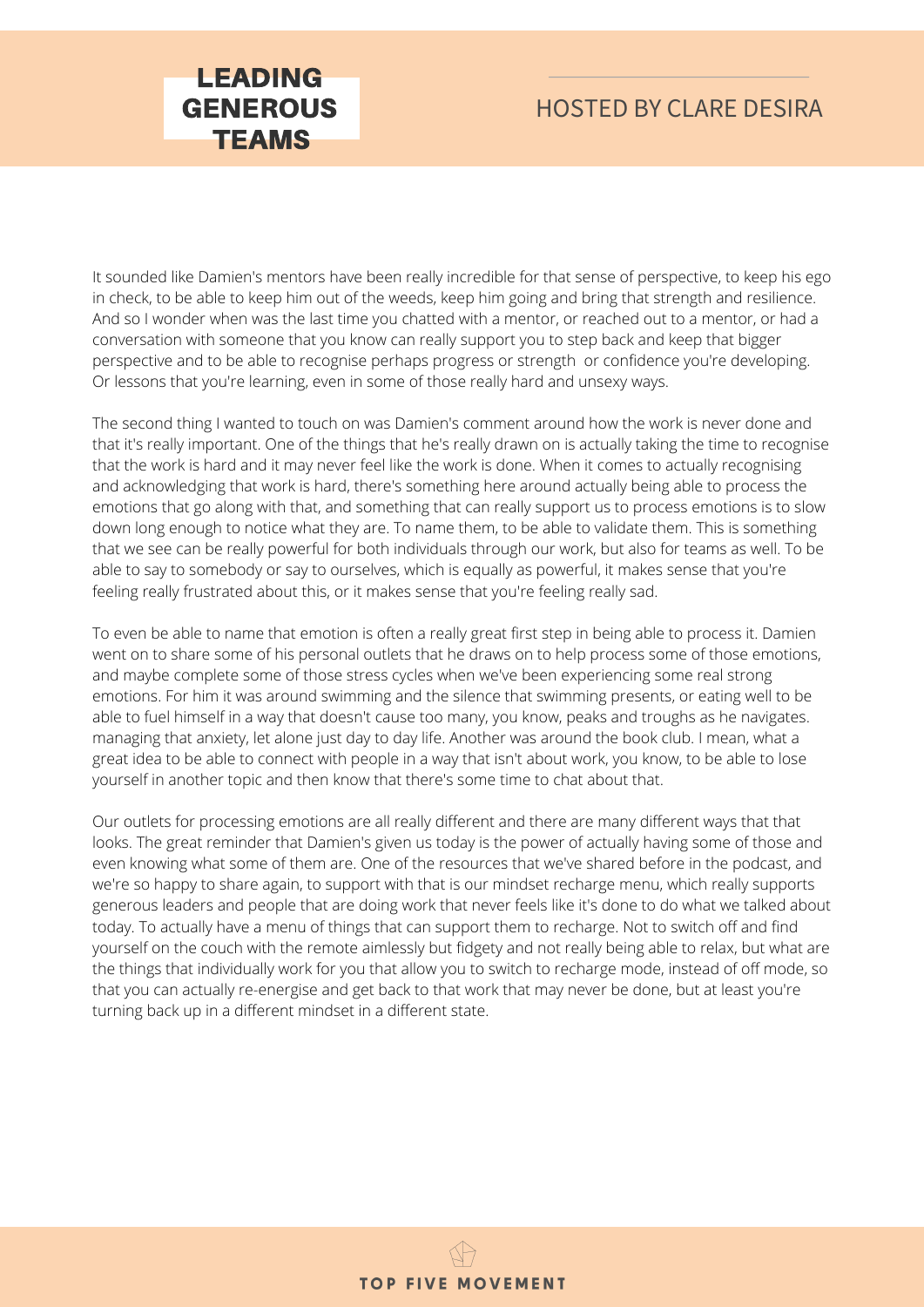It sounded like Damien's mentors have been really incredible for that sense of perspective, to keep his ego in check, to be able to keep him out of the weeds, keep him going and bring that strength and resilience. And so I wonder when was the last time you chatted with a mentor, or reached out to a mentor, or had a conversation with someone that you know can really support you to step back and keep that bigger perspective and to be able to recognise perhaps progress or strength or confidence you're developing. Or lessons that you're learning, even in some of those really hard and unsexy ways.

The second thing I wanted to touch on was Damien's comment around how the work is never done and that it's really important. One of the things that he's really drawn on is actually taking the time to recognise that the work is hard and it may never feel like the work is done. When it comes to actually recognising and acknowledging that work is hard, there's something here around actually being able to process the emotions that go along with that, and something that can really support us to process emotions is to slow down long enough to notice what they are. To name them, to be able to validate them. This is something that we see can be really powerful for both individuals through our work, but also for teams as well. To be able to say to somebody or say to ourselves, which is equally as powerful, it makes sense that you're feeling really frustrated about this, or it makes sense that you're feeling really sad.

To even be able to name that emotion is often a really great first step in being able to process it. Damien went on to share some of his personal outlets that he draws on to help process some of those emotions, and maybe complete some of those stress cycles when we've been experiencing some real strong emotions. For him it was around swimming and the silence that swimming presents, or eating well to be able to fuel himself in a way that doesn't cause too many, you know, peaks and troughs as he navigates. managing that anxiety, let alone just day to day life. Another was around the book club. I mean, what a great idea to be able to connect with people in a way that isn't about work, you know, to be able to lose yourself in another topic and then know that there's some time to chat about that.

Our outlets for processing emotions are all really different and there are many different ways that that looks. The great reminder that Damien's given us today is the power of actually having some of those and even knowing what some of them are. One of the resources that we've shared before in the podcast, and we're so happy to share again, to support with that is our mindset recharge menu, which really supports generous leaders and people that are doing work that never feels like it's done to do what we talked about today. To actually have a menu of things that can support them to recharge. Not to switch off and find yourself on the couch with the remote aimlessly but fidgety and not really being able to relax, but what are the things that individually work for you that allow you to switch to recharge mode, instead of off mode, so that you can actually re-energise and get back to that work that may never be done, but at least you're turning back up in a different mindset in a different state.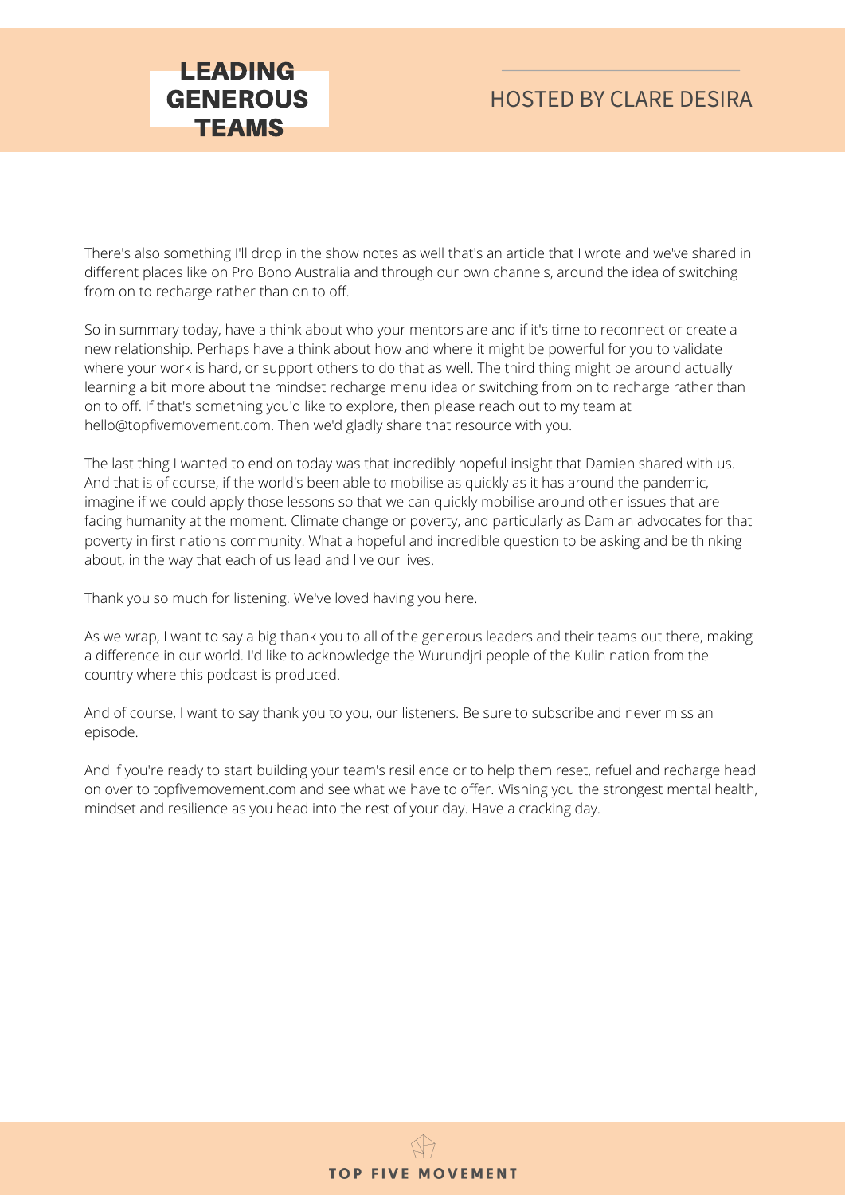There's also something I'll drop in the show notes as well that's an article that I wrote and we've shared in different places like on Pro Bono Australia and through our own channels, around the idea of switching from on to recharge rather than on to off.

So in summary today, have a think about who your mentors are and if it's time to reconnect or create a new relationship. Perhaps have a think about how and where it might be powerful for you to validate where your work is hard, or support others to do that as well. The third thing might be around actually learning a bit more about the mindset recharge menu idea or switching from on to recharge rather than on to off. If that's something you'd like to explore, then please reach out to my team at hello@topfivemovement.com. Then we'd gladly share that resource with you.

The last thing I wanted to end on today was that incredibly hopeful insight that Damien shared with us. And that is of course, if the world's been able to mobilise as quickly as it has around the pandemic, imagine if we could apply those lessons so that we can quickly mobilise around other issues that are facing humanity at the moment. Climate change or poverty, and particularly as Damian advocates for that poverty in first nations community. What a hopeful and incredible question to be asking and be thinking about, in the way that each of us lead and live our lives.

Thank you so much for listening. We've loved having you here.

As we wrap, I want to say a big thank you to all of the generous leaders and their teams out there, making a difference in our world. I'd like to acknowledge the Wurundjri people of the Kulin nation from the country where this podcast is produced.

And of course, I want to say thank you to you, our listeners. Be sure to subscribe and never miss an episode.

And if you're ready to start building your team's resilience or to help them reset, refuel and recharge head on over to topfivemovement.com and see what we have to offer. Wishing you the strongest mental health, mindset and resilience as you head into the rest of your day. Have a cracking day.